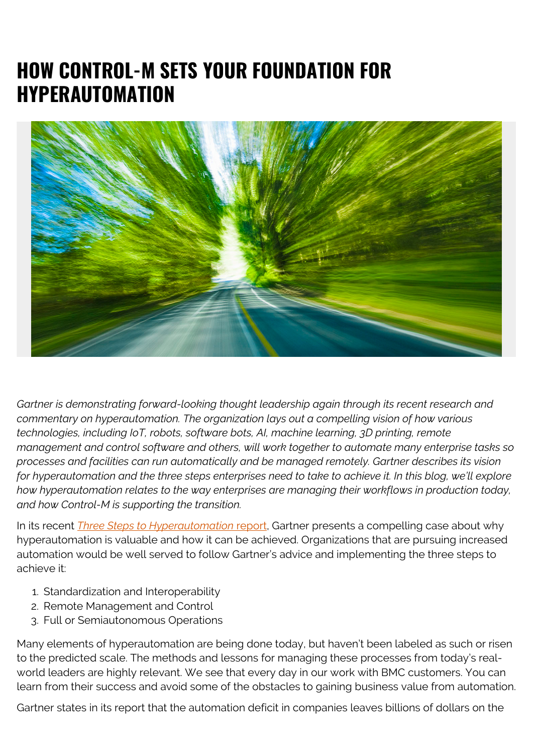# HOW CONTROL-M SETS YOUR FOUNDATION FOR HYPERAUTOMATION

*Gartner is demonstrating forward-looking thought leadership again through its recent research and commentary on hyperautomation. The organization lays out a compelling vision of how various technologies, including IoT, robots, software bots, AI, machine learning, 3D printing, remote management and control software and others, will work together to automate many enterprise tasks so processes and facilities can run automatically and be managed remotely. Gartner describes its vision for hyperautomation and the three steps enterprises need to take to achieve it. In this blog, we'll explore how hyperautomation relates to the way enterprises are managing their workflows in production today, and how Control-M is supporting the transition.*

In its recent *Three Steps to Hyperautomation* report, Gartner presents a compelling case about why hyperautomation is valuable and how it can be achieved. Organizations that are pursuing increased automation would be well served to follow Gartner's advice and implementing the three steps to achieve it:

1. Standardization and Interoperability
2. Remote Management and Control
3. Full or Semiautonomous Operations

Many elements of hyperautomation are being done today, but haven't been labeled as such or risen to the predicted scale. The methods and lessons for managing these processes from today's real-world leaders are highly relevant. We see that every day in our work with BMC customers. You can learn from their success and avoid some of the obstacles to gaining business value from automation.

Gartner states in its report that the automation deficit in companies leaves billions of dollars on the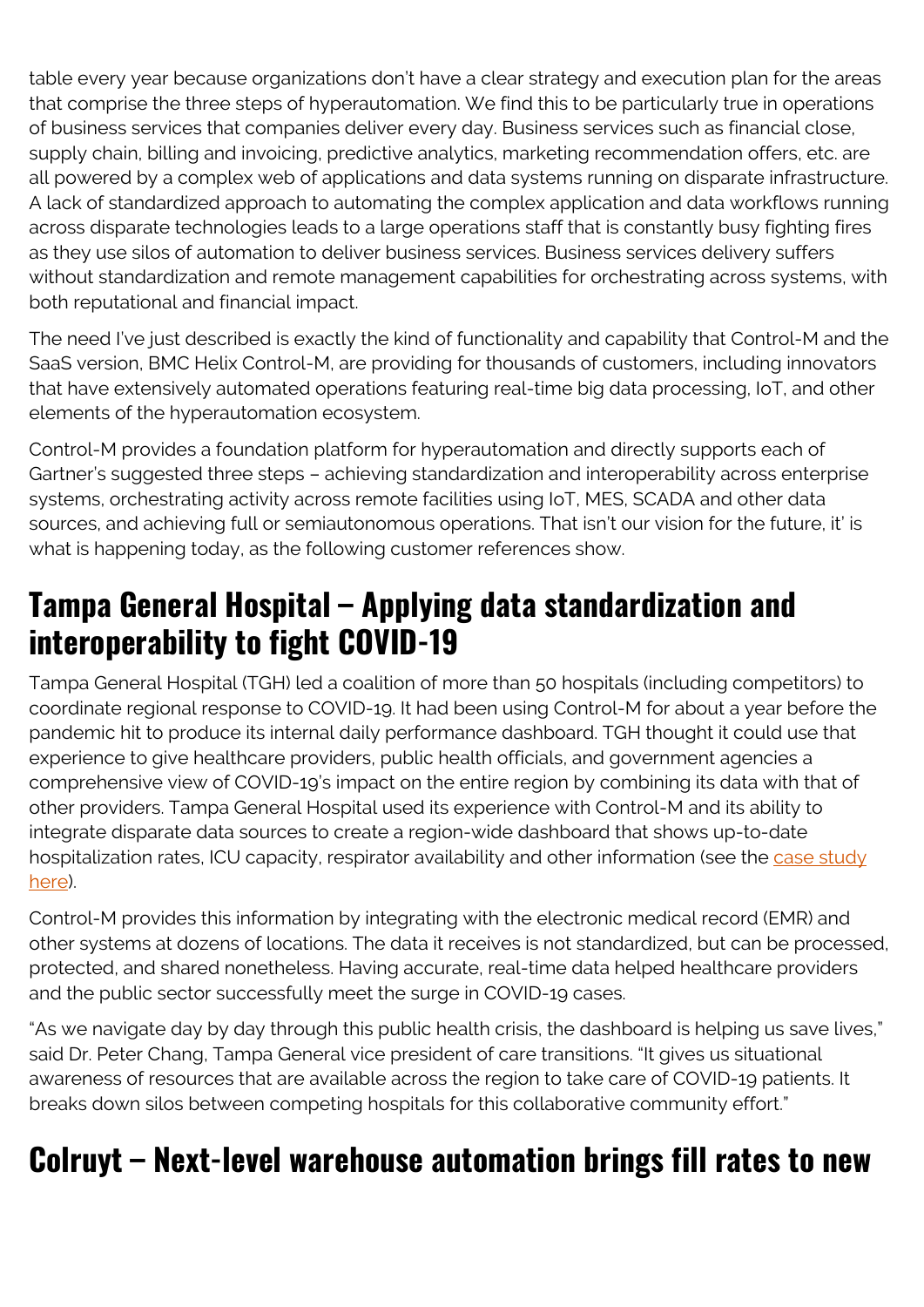table every year because organizations don't have a clear strategy and execution plan for the areas that comprise the three steps of hyperautomation. We find this to be particularly true in operations of business services that companies deliver every day. Business services such as financial close, supply chain, billing and invoicing, predictive analytics, marketing recommendation offers, etc. are all powered by a complex web of applications and data systems running on disparate infrastructure. A lack of standardized approach to automating the complex application and data workflows running across disparate technologies leads to a large operations staff that is constantly busy fighting fires as they use silos of automation to deliver business services. Business services delivery suffers without standardization and remote management capabilities for orchestrating across systems, with both reputational and financial impact.

The need I've just described is exactly the kind of functionality and capability that Control-M and the SaaS version, BMC Helix Control-M, are providing for thousands of customers, including innovators that have extensively automated operations featuring real-time big data processing, IoT, and other elements of the hyperautomation ecosystem.

Control-M provides a foundation platform for hyperautomation and directly supports each of Gartner's suggested three steps – achieving standardization and interoperability across enterprise systems, orchestrating activity across remote facilities using IoT, MES, SCADA and other data sources, and achieving full or semiautonomous operations. That isn't our vision for the future, it' is what is happening today, as the following customer references show.

## Tampa General Hospital – Applying data standardization and interoperability to fight COVID-19

Tampa General Hospital (TGH) led a coalition of more than 50 hospitals (including competitors) to coordinate regional response to COVID-19. It had been using Control-M for about a year before the pandemic hit to produce its internal daily performance dashboard. TGH thought it could use that experience to give healthcare providers, public health officials, and government agencies a comprehensive view of COVID-19's impact on the entire region by combining its data with that of other providers. Tampa General Hospital used its experience with Control-M and its ability to integrate disparate data sources to create a region-wide dashboard that shows up-to-date hospitalization rates, ICU capacity, respirator availability and other information (see the case study here).

Control-M provides this information by integrating with the electronic medical record (EMR) and other systems at dozens of locations. The data it receives is not standardized, but can be processed, protected, and shared nonetheless. Having accurate, real-time data helped healthcare providers and the public sector successfully meet the surge in COVID-19 cases.

"As we navigate day by day through this public health crisis, the dashboard is helping us save lives," said Dr. Peter Chang, Tampa General vice president of care transitions. "It gives us situational awareness of resources that are available across the region to take care of COVID-19 patients. It breaks down silos between competing hospitals for this collaborative community effort."

## Colruyt – Next-level warehouse automation brings fill rates to new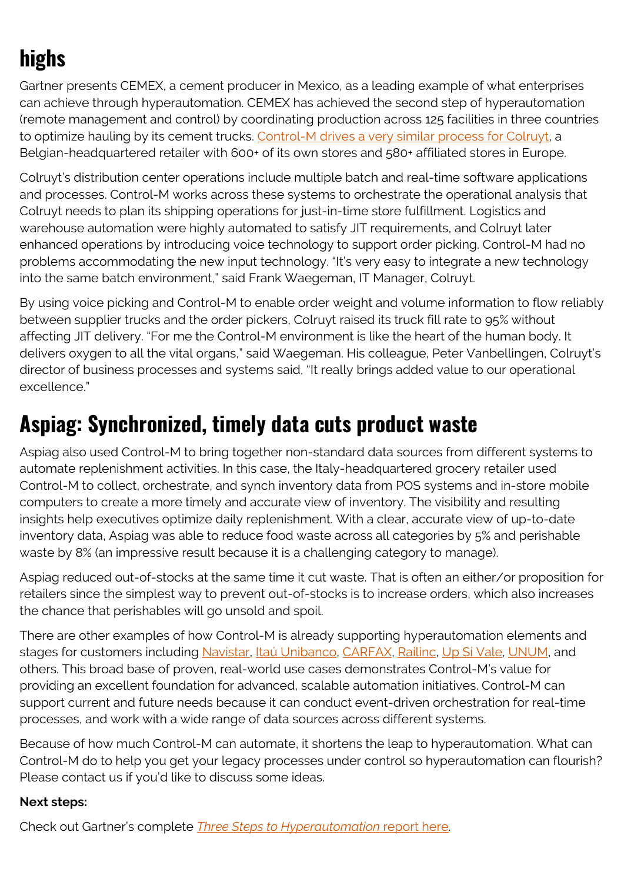## highs

Gartner presents CEMEX, a cement producer in Mexico, as a leading example of what enterprises can achieve through hyperautomation. CEMEX has achieved the second step of hyperautomation (remote management and control) by coordinating production across 125 facilities in three countries to optimize hauling by its cement trucks. Control-M drives a very similar process for Colruyt, a Belgian-headquartered retailer with 600+ of its own stores and 580+ affiliated stores in Europe.

Colruyt's distribution center operations include multiple batch and real-time software applications and processes. Control-M works across these systems to orchestrate the operational analysis that Colruyt needs to plan its shipping operations for just-in-time store fulfillment. Logistics and warehouse automation were highly automated to satisfy JIT requirements, and Colruyt later enhanced operations by introducing voice technology to support order picking. Control-M had no problems accommodating the new input technology. "It's very easy to integrate a new technology into the same batch environment," said Frank Waegeman, IT Manager, Colruyt.

By using voice picking and Control-M to enable order weight and volume information to flow reliably between supplier trucks and the order pickers, Colruyt raised its truck fill rate to 95% without affecting JIT delivery. "For me the Control-M environment is like the heart of the human body. It delivers oxygen to all the vital organs," said Waegeman. His colleague, Peter Vanbellingen, Colruyt's director of business processes and systems said, "It really brings added value to our operational excellence."

## Aspiag: Synchronized, timely data cuts product waste

Aspiag also used Control-M to bring together non-standard data sources from different systems to automate replenishment activities. In this case, the Italy-headquartered grocery retailer used Control-M to collect, orchestrate, and synch inventory data from POS systems and in-store mobile computers to create a more timely and accurate view of inventory. The visibility and resulting insights help executives optimize daily replenishment. With a clear, accurate view of up-to-date inventory data, Aspiag was able to reduce food waste across all categories by 5% and perishable waste by 8% (an impressive result because it is a challenging category to manage).

Aspiag reduced out-of-stocks at the same time it cut waste. That is often an either/or proposition for retailers since the simplest way to prevent out-of-stocks is to increase orders, which also increases the chance that perishables will go unsold and spoil.

There are other examples of how Control-M is already supporting hyperautomation elements and stages for customers including Navistar, Itaú Unibanco, CARFAX, Railinc, Up Sí Vale, UNUM, and others. This broad base of proven, real-world use cases demonstrates Control-M's value for providing an excellent foundation for advanced, scalable automation initiatives. Control-M can support current and future needs because it can conduct event-driven orchestration for real-time processes, and work with a wide range of data sources across different systems.

Because of how much Control-M can automate, it shortens the leap to hyperautomation. What can Control-M do to help you get your legacy processes under control so hyperautomation can flourish? Please contact us if you'd like to discuss some ideas.

**Next steps:**

Check out Gartner's complete *Three Steps to Hyperautomation* report here.